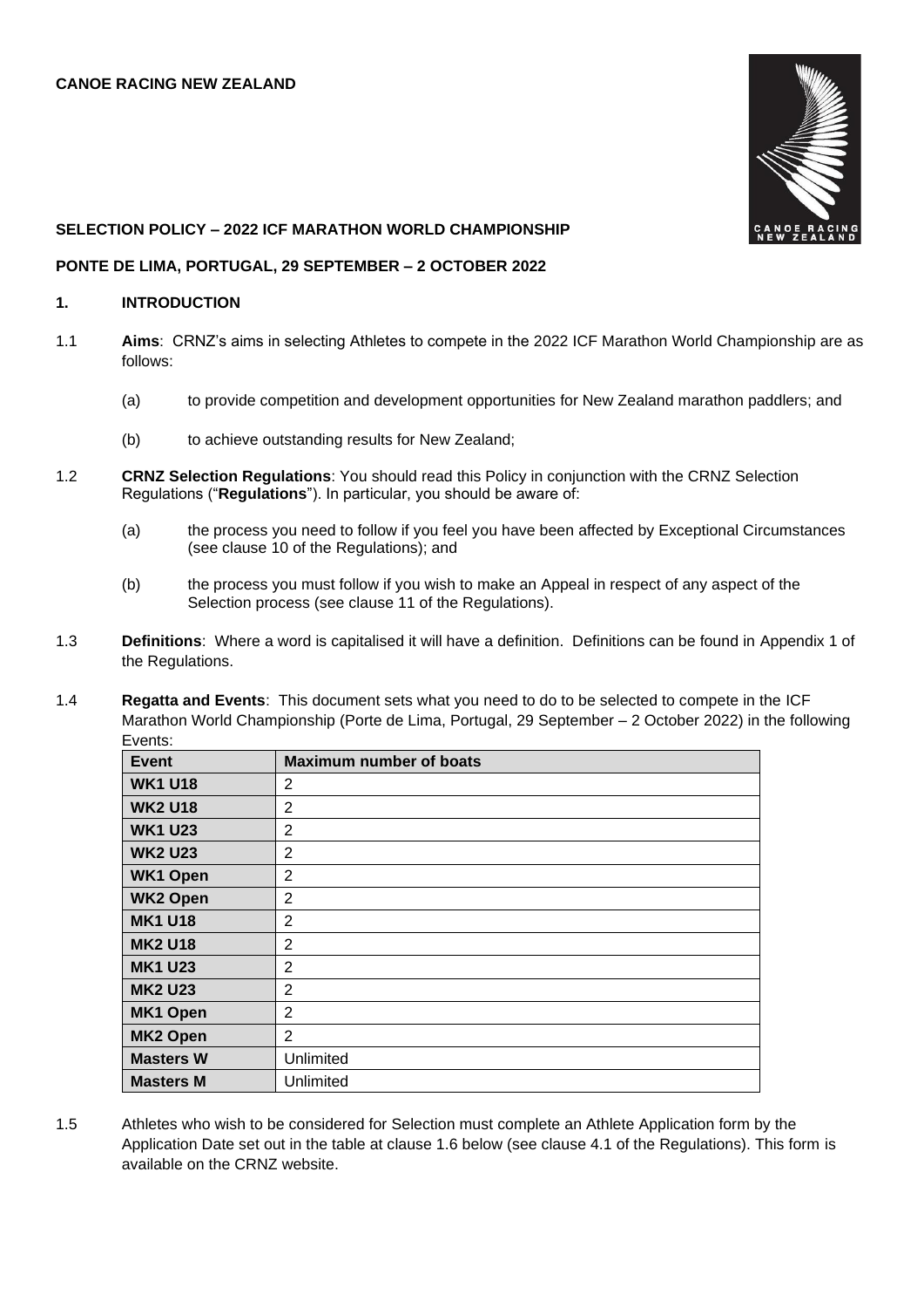**CANOE RACING NEW ZEALAND**

**SELECTION POLICY – 2022 ICF MARATHON WORLD CHAMPIONSHIP**

**PONTE DE LIMA, PORTUGAL, 29 SEPTEMBER – 2 OCTOBER 2022**

## 1. INTRODUCTION

1.1 **Aims**: CRNZ's aims in selecting Athletes to compete in the 2022 ICF Marathon World Championship are as follows:

(a) to provide competition and development opportunities for New Zealand marathon paddlers; and

(b) to achieve outstanding results for New Zealand;

1.2 **CRNZ Selection Regulations**: You should read this Policy in conjunction with the CRNZ Selection Regulations ("**Regulations**"). In particular, you should be aware of:

(a) the process you need to follow if you feel you have been affected by Exceptional Circumstances (see clause 10 of the Regulations); and

(b) the process you must follow if you wish to make an Appeal in respect of any aspect of the Selection process (see clause 11 of the Regulations).

1.3 **Definitions**: Where a word is capitalised it will have a definition. Definitions can be found in Appendix 1 of the Regulations.

1.4 **Regatta and Events**: This document sets what you need to do to be selected to compete in the ICF Marathon World Championship (Porte de Lima, Portugal, 29 September – 2 October 2022) in the following Events:

| Event | Maximum number of boats |
|---|---|
| **WK1 U18** | 2 |
| **WK2 U18** | 2 |
| **WK1 U23** | 2 |
| **WK2 U23** | 2 |
| **WK1 Open** | 2 |
| **WK2 Open** | 2 |
| **MK1 U18** | 2 |
| **MK2 U18** | 2 |
| **MK1 U23** | 2 |
| **MK2 U23** | 2 |
| **MK1 Open** | 2 |
| **MK2 Open** | 2 |
| **Masters W** | Unlimited |
| **Masters M** | Unlimited |

1.5 Athletes who wish to be considered for Selection must complete an Athlete Application form by the Application Date set out in the table at clause 1.6 below (see clause 4.1 of the Regulations). This form is available on the CRNZ website.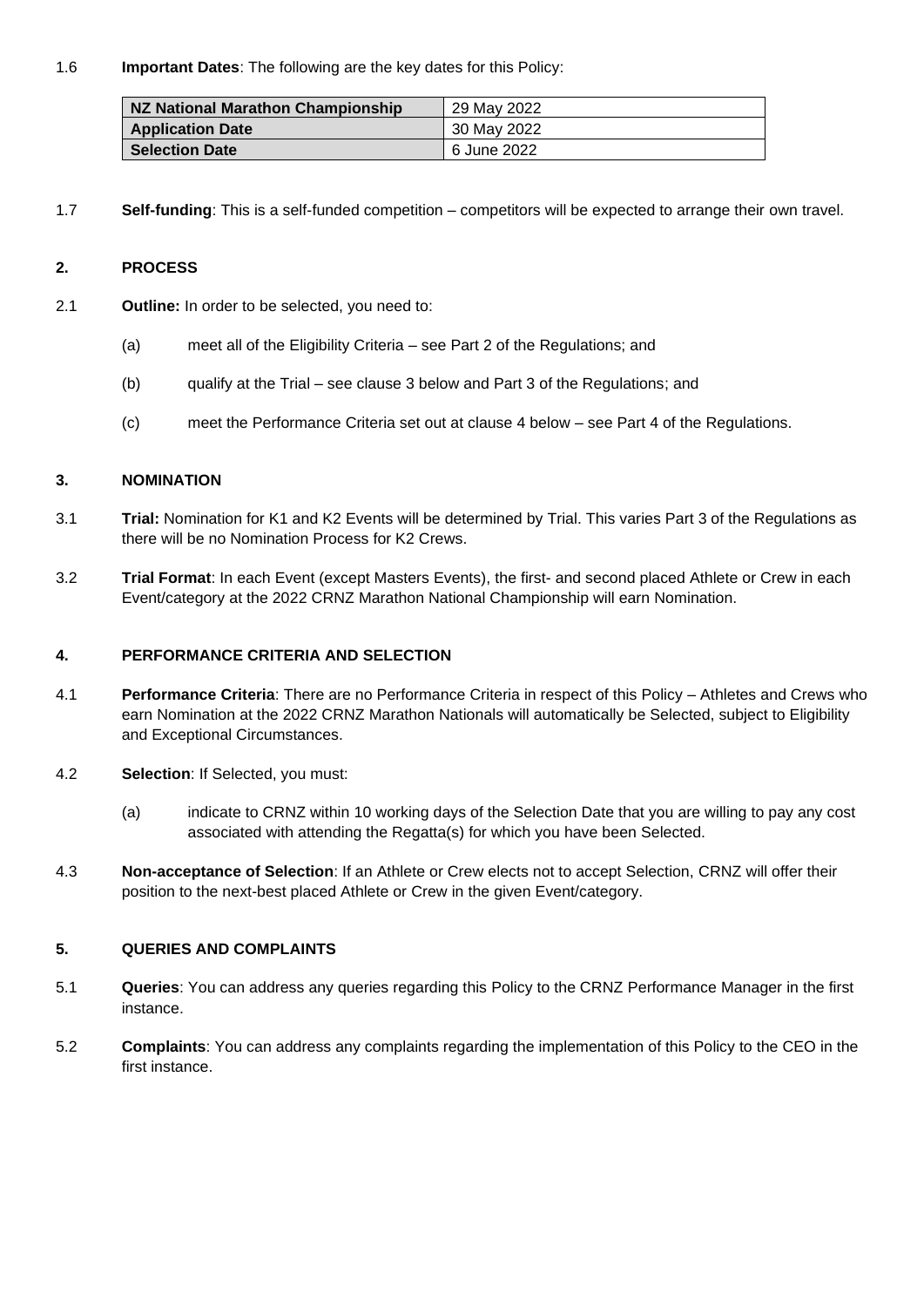1.6 **Important Dates**: The following are the key dates for this Policy:

| | |
|---|---|
| **NZ National Marathon Championship** | 29 May 2022 |
| **Application Date** | 30 May 2022 |
| **Selection Date** | 6 June 2022 |

1.7 **Self-funding**: This is a self-funded competition – competitors will be expected to arrange their own travel.

## 2. PROCESS

2.1 **Outline:** In order to be selected, you need to:

(a) meet all of the Eligibility Criteria – see Part 2 of the Regulations; and

(b) qualify at the Trial – see clause 3 below and Part 3 of the Regulations; and

(c) meet the Performance Criteria set out at clause 4 below – see Part 4 of the Regulations.

## 3. NOMINATION

3.1 **Trial:** Nomination for K1 and K2 Events will be determined by Trial. This varies Part 3 of the Regulations as there will be no Nomination Process for K2 Crews.

3.2 **Trial Format**: In each Event (except Masters Events), the first- and second placed Athlete or Crew in each Event/category at the 2022 CRNZ Marathon National Championship will earn Nomination.

## 4. PERFORMANCE CRITERIA AND SELECTION

4.1 **Performance Criteria**: There are no Performance Criteria in respect of this Policy – Athletes and Crews who earn Nomination at the 2022 CRNZ Marathon Nationals will automatically be Selected, subject to Eligibility and Exceptional Circumstances.

4.2 **Selection**: If Selected, you must:

(a) indicate to CRNZ within 10 working days of the Selection Date that you are willing to pay any cost associated with attending the Regatta(s) for which you have been Selected.

4.3 **Non-acceptance of Selection**: If an Athlete or Crew elects not to accept Selection, CRNZ will offer their position to the next-best placed Athlete or Crew in the given Event/category.

## 5. QUERIES AND COMPLAINTS

5.1 **Queries**: You can address any queries regarding this Policy to the CRNZ Performance Manager in the first instance.

5.2 **Complaints**: You can address any complaints regarding the implementation of this Policy to the CEO in the first instance.